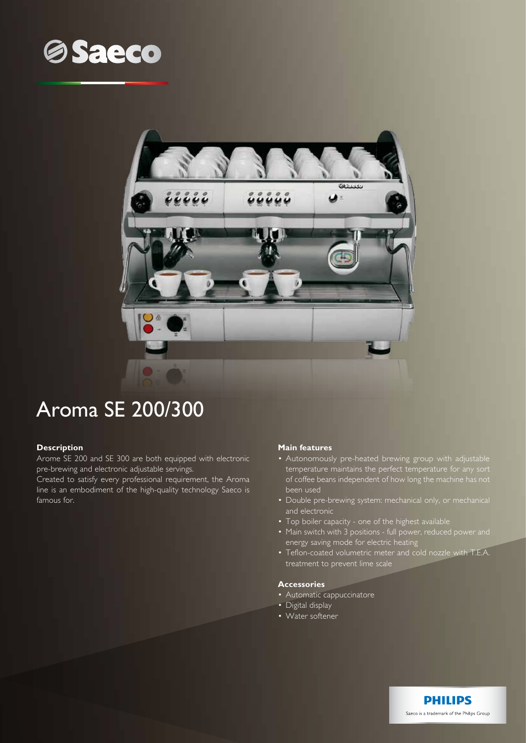# Aroma SE 200/300

## Description

Arome SE 200 and SE 300 are both equipped with electronic pre-brewing and electronic adjustable servings.
Created to satisfy every professional requirement, the Aroma line is an embodiment of the high-quality technology Saeco is famous for.

## Main features

- Autonomously pre-heated brewing group with adjustable temperature maintains the perfect temperature for any sort of coffee beans independent of how long the machine has not been used
- Double pre-brewing system: mechanical only, or mechanical and electronic
- Top boiler capacity - one of the highest available
- Main switch with 3 positions - full power, reduced power and energy saving mode for electric heating
- Teflon-coated volumetric meter and cold nozzle with T.E.A. treatment to prevent lime scale

## Accessories

- Automatic cappuccinatore
- Digital display
- Water softener

Saeco is a trademark of the Philips Group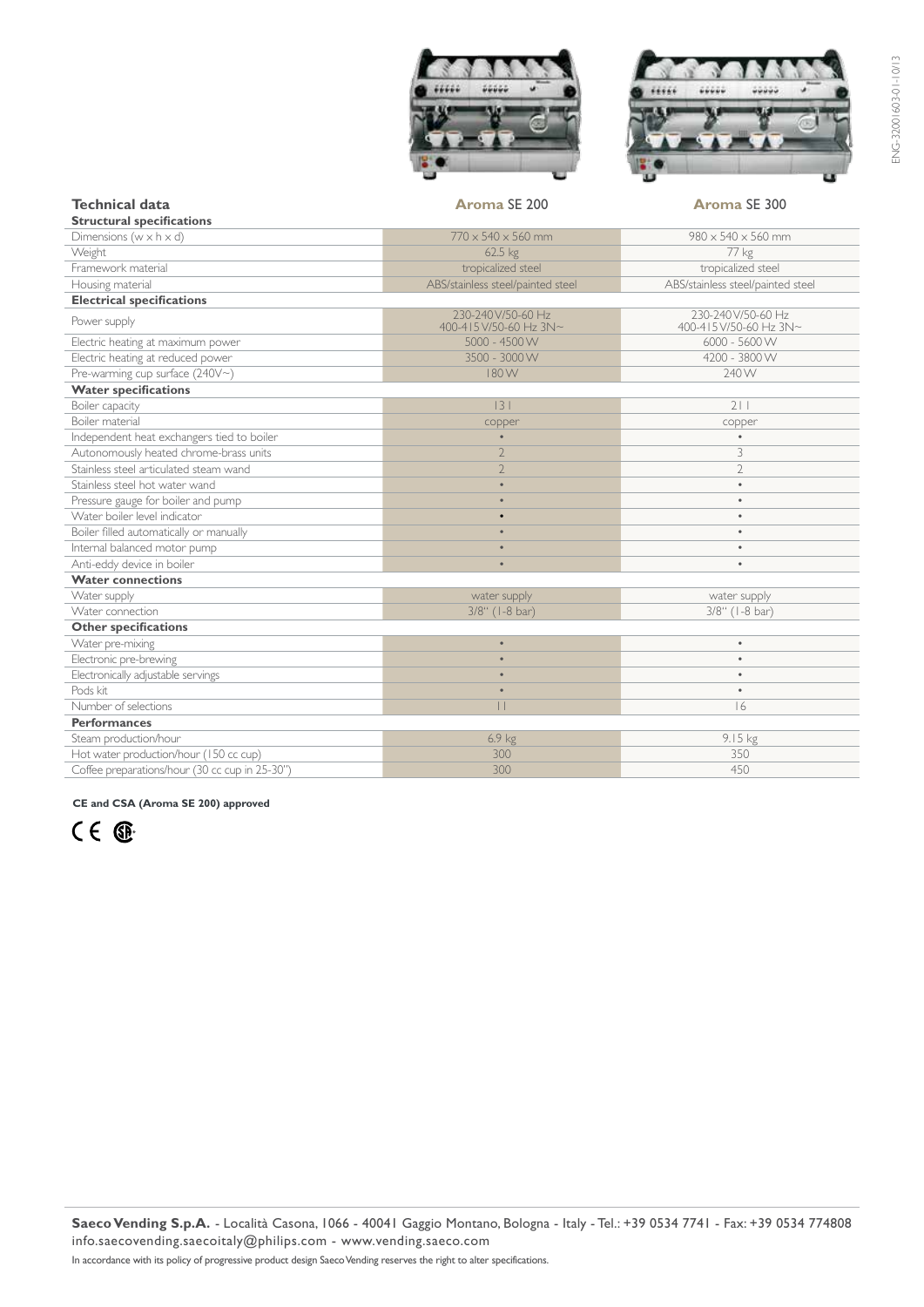| Technical data | Aroma SE 200 | Aroma SE 300 |
|---|---|---|
| **Structural specifications** | | |
| Dimensions (w x h x d) | 770 x 540 x 560 mm | 980 x 540 x 560 mm |
| Weight | 62.5 kg | 77 kg |
| Framework material | tropicalized steel | tropicalized steel |
| Housing material | ABS/stainless steel/painted steel | ABS/stainless steel/painted steel |
| **Electrical specifications** | | |
| Power supply | 230-240 V/50-60 Hz 400-415 V/50-60 Hz 3N~ | 230-240 V/50-60 Hz 400-415 V/50-60 Hz 3N~ |
| Electric heating at maximum power | 5000 - 4500 W | 6000 - 5600 W |
| Electric heating at reduced power | 3500 - 3000 W | 4200 - 3800 W |
| Pre-warming cup surface (240V~) | 180 W | 240 W |
| **Water specifications** | | |
| Boiler capacity | 13 l | 21 l |
| Boiler material | copper | copper |
| Independent heat exchangers tied to boiler | • | • |
| Autonomously heated chrome-brass units | 2 | 3 |
| Stainless steel articulated steam wand | 2 | 2 |
| Stainless steel hot water wand | • | • |
| Pressure gauge for boiler and pump | • | • |
| Water boiler level indicator | • | • |
| Boiler filled automatically or manually | • | • |
| Internal balanced motor pump | • | • |
| Anti-eddy device in boiler | • | • |
| **Water connections** | | |
| Water supply | water supply | water supply |
| Water connection | 3/8" (1-8 bar) | 3/8" (1-8 bar) |
| **Other specifications** | | |
| Water pre-mixing | • | • |
| Electronic pre-brewing | • | • |
| Electronically adjustable servings | • | • |
| Pods kit | • | • |
| Number of selections | 11 | 16 |
| **Performances** | | |
| Steam production/hour | 6.9 kg | 9.15 kg |
| Hot water production/hour (150 cc cup) | 300 | 350 |
| Coffee preparations/hour (30 cc cup in 25-30") | 300 | 450 |

**CE and CSA (Aroma SE 200) approved**

**Saeco Vending S.p.A.** - Località Casona, 1066 - 40041 Gaggio Montano, Bologna - Italy - Tel.: +39 0534 7741 - Fax: +39 0534 774808
info.saecovending.saecoitaly@philips.com - www.vending.saeco.com

In accordance with its policy of progressive product design Saeco Vending reserves the right to alter specifications.

ENG-32001603-01-10/13